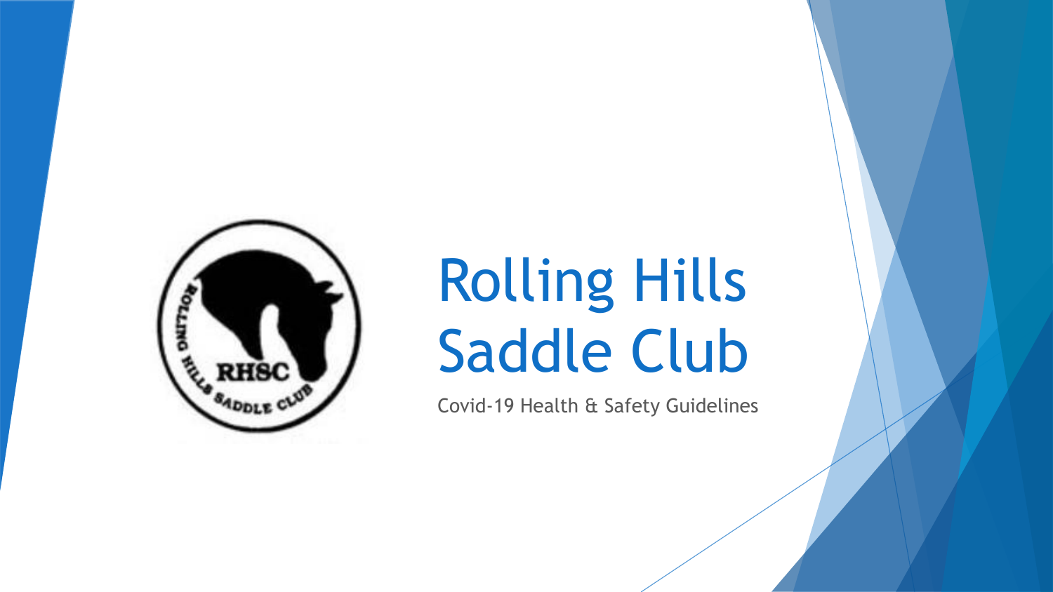# Rolling Hills Saddle Club

Covid-19 Health & Safety Guidelines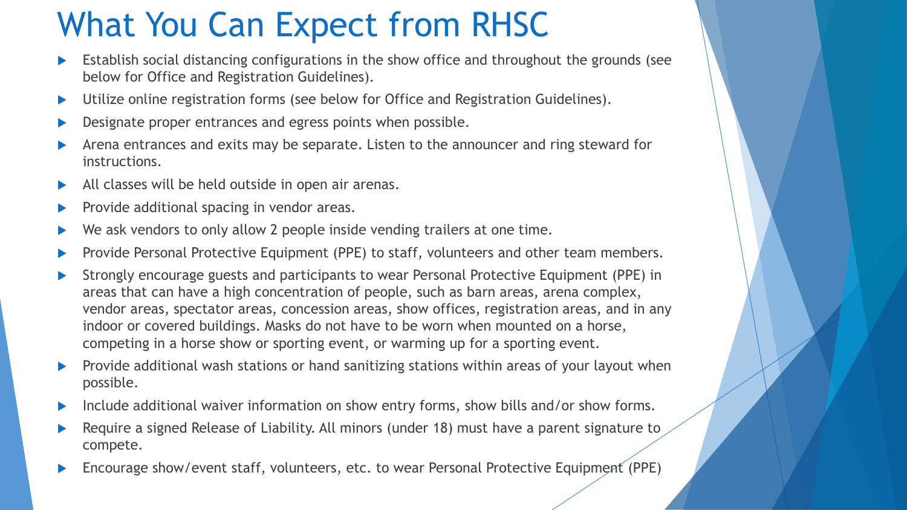# What You Can Expect from RHSC

- Establish social distancing configurations in the show office and throughout the grounds (see below for Office and Registration Guidelines).
- Utilize online registration forms (see below for Office and Registration Guidelines).
- Designate proper entrances and egress points when possible.
- Arena entrances and exits may be separate. Listen to the announcer and ring steward for instructions.
- All classes will be held outside in open air arenas.
- Provide additional spacing in vendor areas.
- We ask vendors to only allow 2 people inside vending trailers at one time.
- Provide Personal Protective Equipment (PPE) to staff, volunteers and other team members.
- Strongly encourage guests and participants to wear Personal Protective Equipment (PPE) in areas that can have a high concentration of people, such as barn areas, arena complex, vendor areas, spectator areas, concession areas, show offices, registration areas, and in any indoor or covered buildings. Masks do not have to be worn when mounted on a horse, competing in a horse show or sporting event, or warming up for a sporting event.
- Provide additional wash stations or hand sanitizing stations within areas of your layout when possible.
- Include additional waiver information on show entry forms, show bills and/or show forms.
- Require a signed Release of Liability. All minors (under 18) must have a parent signature to compete.
- Encourage show/event staff, volunteers, etc. to wear Personal Protective Equipment (PPE)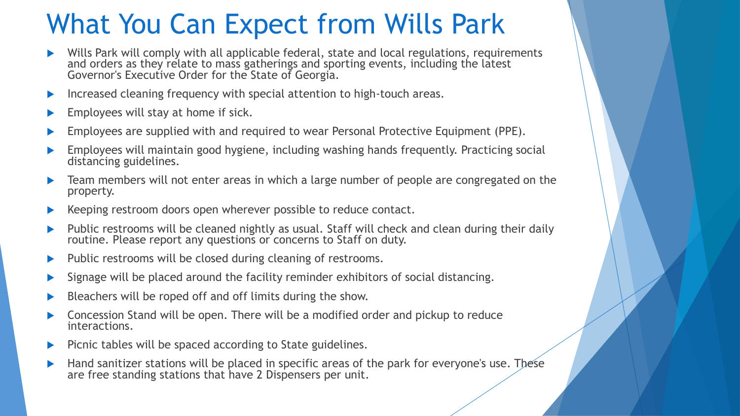# What You Can Expect from Wills Park

- Wills Park will comply with all applicable federal, state and local regulations, requirements and orders as they relate to mass gatherings and sporting events, including the latest Governor's Executive Order for the State of Georgia.
- Increased cleaning frequency with special attention to high-touch areas.
- Employees will stay at home if sick.
- Employees are supplied with and required to wear Personal Protective Equipment (PPE).
- Employees will maintain good hygiene, including washing hands frequently. Practicing social distancing guidelines.
- Team members will not enter areas in which a large number of people are congregated on the property.
- Keeping restroom doors open wherever possible to reduce contact.
- Public restrooms will be cleaned nightly as usual. Staff will check and clean during their daily routine. Please report any questions or concerns to Staff on duty.
- Public restrooms will be closed during cleaning of restrooms.
- Signage will be placed around the facility reminder exhibitors of social distancing.
- Bleachers will be roped off and off limits during the show.
- Concession Stand will be open. There will be a modified order and pickup to reduce interactions.
- Picnic tables will be spaced according to State guidelines.
- Hand sanitizer stations will be placed in specific areas of the park for everyone's use. These are free standing stations that have 2 Dispensers per unit.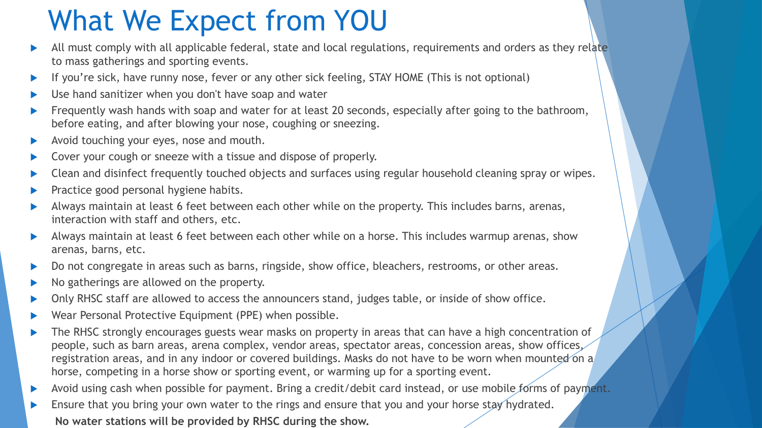# What We Expect from YOU

- All must comply with all applicable federal, state and local regulations, requirements and orders as they relate to mass gatherings and sporting events.
- If you're sick, have runny nose, fever or any other sick feeling, STAY HOME (This is not optional)
- Use hand sanitizer when you don't have soap and water
- Frequently wash hands with soap and water for at least 20 seconds, especially after going to the bathroom, before eating, and after blowing your nose, coughing or sneezing.
- Avoid touching your eyes, nose and mouth.
- Cover your cough or sneeze with a tissue and dispose of properly.
- Clean and disinfect frequently touched objects and surfaces using regular household cleaning spray or wipes.
- Practice good personal hygiene habits.
- Always maintain at least 6 feet between each other while on the property. This includes barns, arenas, interaction with staff and others, etc.
- Always maintain at least 6 feet between each other while on a horse. This includes warmup arenas, show arenas, barns, etc.
- Do not congregate in areas such as barns, ringside, show office, bleachers, restrooms, or other areas.
- No gatherings are allowed on the property.
- Only RHSC staff are allowed to access the announcers stand, judges table, or inside of show office.
- Wear Personal Protective Equipment (PPE) when possible.
- The RHSC strongly encourages guests wear masks on property in areas that can have a high concentration of people, such as barn areas, arena complex, vendor areas, spectator areas, concession areas, show offices, registration areas, and in any indoor or covered buildings. Masks do not have to be worn when mounted on a horse, competing in a horse show or sporting event, or warming up for a sporting event.
- Avoid using cash when possible for payment. Bring a credit/debit card instead, or use mobile forms of payment.
- Ensure that you bring your own water to the rings and ensure that you and your horse stay hydrated.

**No water stations will be provided by RHSC during the show.**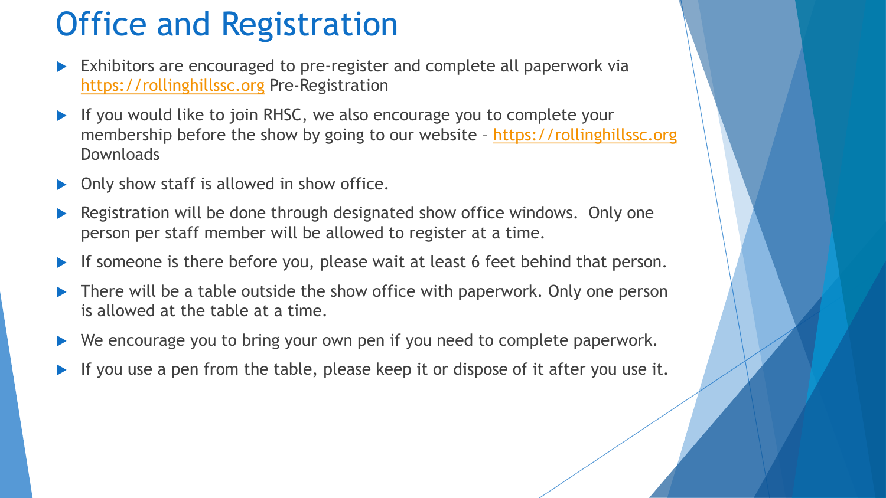# Office and Registration

- Exhibitors are encouraged to pre-register and complete all paperwork via https://rollinghillssc.org Pre-Registration
- If you would like to join RHSC, we also encourage you to complete your membership before the show by going to our website – https://rollinghillssc.org Downloads
- Only show staff is allowed in show office.
- Registration will be done through designated show office windows. Only one person per staff member will be allowed to register at a time.
- If someone is there before you, please wait at least 6 feet behind that person.
- There will be a table outside the show office with paperwork. Only one person is allowed at the table at a time.
- We encourage you to bring your own pen if you need to complete paperwork.
- If you use a pen from the table, please keep it or dispose of it after you use it.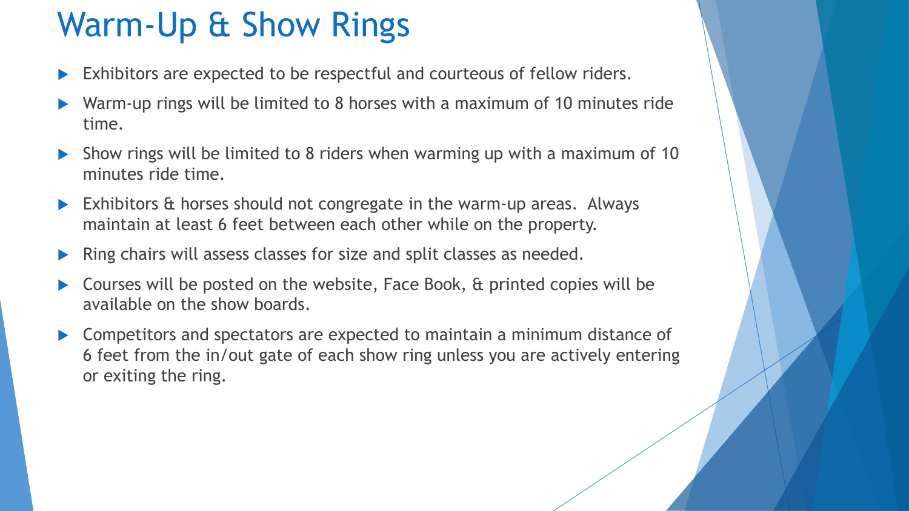# Warm-Up & Show Rings

- Exhibitors are expected to be respectful and courteous of fellow riders.
- Warm-up rings will be limited to 8 horses with a maximum of 10 minutes ride time.
- Show rings will be limited to 8 riders when warming up with a maximum of 10 minutes ride time.
- Exhibitors & horses should not congregate in the warm-up areas. Always maintain at least 6 feet between each other while on the property.
- Ring chairs will assess classes for size and split classes as needed.
- Courses will be posted on the website, Face Book, & printed copies will be available on the show boards.
- Competitors and spectators are expected to maintain a minimum distance of 6 feet from the in/out gate of each show ring unless you are actively entering or exiting the ring.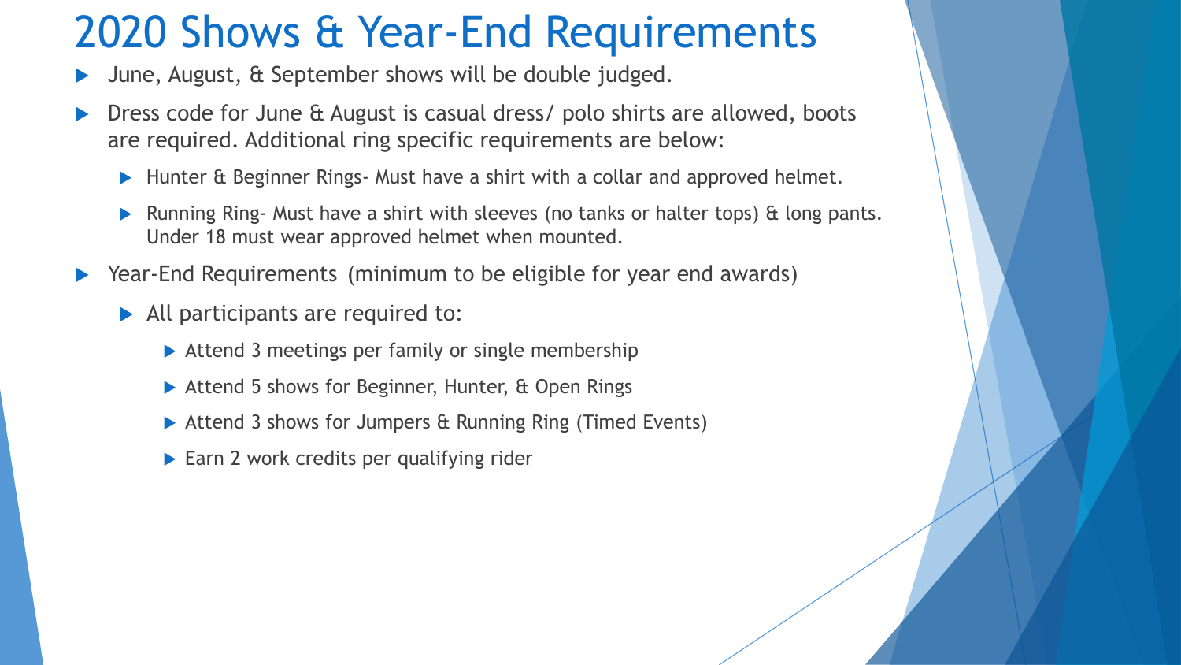# 2020 Shows & Year-End Requirements

- June, August, & September shows will be double judged.
- Dress code for June & August is casual dress/ polo shirts are allowed, boots are required. Additional ring specific requirements are below:
  - Hunter & Beginner Rings- Must have a shirt with a collar and approved helmet.
  - Running Ring- Must have a shirt with sleeves (no tanks or halter tops) & long pants. Under 18 must wear approved helmet when mounted.
- Year-End Requirements (minimum to be eligible for year end awards)
  - All participants are required to:
    - Attend 3 meetings per family or single membership
    - Attend 5 shows for Beginner, Hunter, & Open Rings
    - Attend 3 shows for Jumpers & Running Ring (Timed Events)
    - Earn 2 work credits per qualifying rider